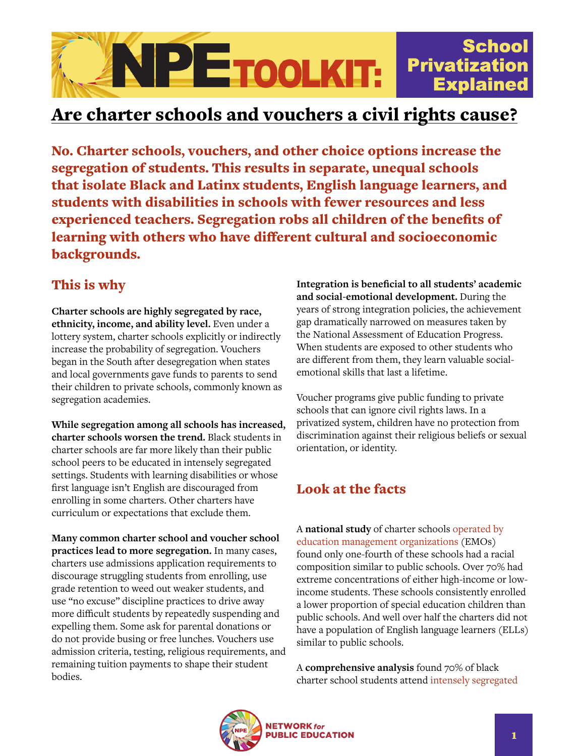# NPE TOOLKIT: School Privatization Explained

## Are charter schools and vouchers a civil rights cause?

**No. Charter schools, vouchers, and other choice options increase the segregation of students. This results in separate, unequal schools that isolate Black and Latinx students, English language learners, and students with disabilities in schools with fewer resources and less experienced teachers. Segregation robs all children of the benefits of learning with others who have different cultural and socioeconomic backgrounds.**

## This is why

**Charter schools are highly segregated by race, ethnicity, income, and ability level.** Even under a lottery system, charter schools explicitly or indirectly increase the probability of segregation. Vouchers began in the South after desegregation when states and local governments gave funds to parents to send their children to private schools, commonly known as segregation academies.

**While segregation among all schools has increased, charter schools worsen the trend.** Black students in charter schools are far more likely than their public school peers to be educated in intensely segregated settings. Students with learning disabilities or whose first language isn't English are discouraged from enrolling in some charters. Other charters have curriculum or expectations that exclude them.

**Many common charter school and voucher school practices lead to more segregation.** In many cases, charters use admissions application requirements to discourage struggling students from enrolling, use grade retention to weed out weaker students, and use "no excuse" discipline practices to drive away more difficult students by repeatedly suspending and expelling them. Some ask for parental donations or do not provide busing or free lunches. Vouchers use admission criteria, testing, religious requirements, and remaining tuition payments to shape their student bodies.

**Integration is beneficial to all students' academic and social-emotional development.** During the years of strong integration policies, the achievement gap dramatically narrowed on measures taken by the National Assessment of Education Progress. When students are exposed to other students who are different from them, they learn valuable social-emotional skills that last a lifetime.

Voucher programs give public funding to private schools that can ignore civil rights laws. In a privatized system, children have no protection from discrimination against their religious beliefs or sexual orientation, or identity.

## Look at the facts

A **national study** of charter schools operated by education management organizations (EMOs) found only one-fourth of these schools had a racial composition similar to public schools. Over 70% had extreme concentrations of either high-income or low-income students. These schools consistently enrolled a lower proportion of special education children than public schools. And well over half the charters did not have a population of English language learners (ELLs) similar to public schools.

A **comprehensive analysis** found 70% of black charter school students attend intensely segregated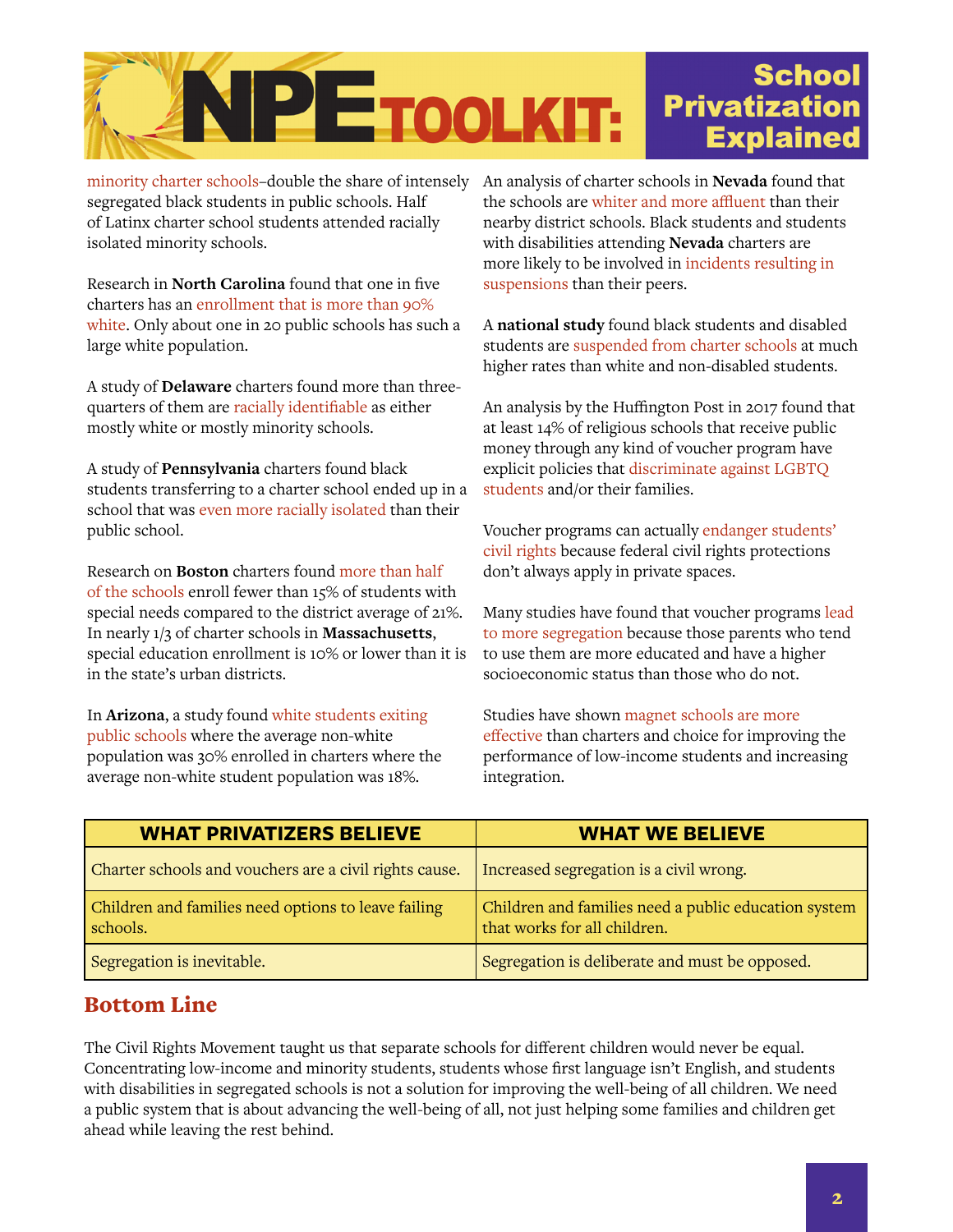minority charter schools–double the share of intensely segregated black students in public schools. Half of Latinx charter school students attended racially isolated minority schools.

Research in **North Carolina** found that one in five charters has an enrollment that is more than 90% white. Only about one in 20 public schools has such a large white population.

A study of **Delaware** charters found more than three-quarters of them are racially identifiable as either mostly white or mostly minority schools.

A study of **Pennsylvania** charters found black students transferring to a charter school ended up in a school that was even more racially isolated than their public school.

Research on **Boston** charters found more than half of the schools enroll fewer than 15% of students with special needs compared to the district average of 21%. In nearly 1/3 of charter schools in **Massachusetts**, special education enrollment is 10% or lower than it is in the state's urban districts.

In **Arizona**, a study found white students exiting public schools where the average non-white population was 30% enrolled in charters where the average non-white student population was 18%.

An analysis of charter schools in **Nevada** found that the schools are whiter and more affluent than their nearby district schools. Black students and students with disabilities attending **Nevada** charters are more likely to be involved in incidents resulting in suspensions than their peers.

A **national study** found black students and disabled students are suspended from charter schools at much higher rates than white and non-disabled students.

An analysis by the Huffington Post in 2017 found that at least 14% of religious schools that receive public money through any kind of voucher program have explicit policies that discriminate against LGBTQ students and/or their families.

Voucher programs can actually endanger students' civil rights because federal civil rights protections don't always apply in private spaces.

Many studies have found that voucher programs lead to more segregation because those parents who tend to use them are more educated and have a higher socioeconomic status than those who do not.

Studies have shown magnet schools are more effective than charters and choice for improving the performance of low-income students and increasing integration.

| WHAT PRIVATIZERS BELIEVE | WHAT WE BELIEVE |
| --- | --- |
| Charter schools and vouchers are a civil rights cause. | Increased segregation is a civil wrong. |
| Children and families need options to leave failing schools. | Children and families need a public education system that works for all children. |
| Segregation is inevitable. | Segregation is deliberate and must be opposed. |

## Bottom Line

The Civil Rights Movement taught us that separate schools for different children would never be equal. Concentrating low-income and minority students, students whose first language isn't English, and students with disabilities in segregated schools is not a solution for improving the well-being of all children. We need a public system that is about advancing the well-being of all, not just helping some families and children get ahead while leaving the rest behind.